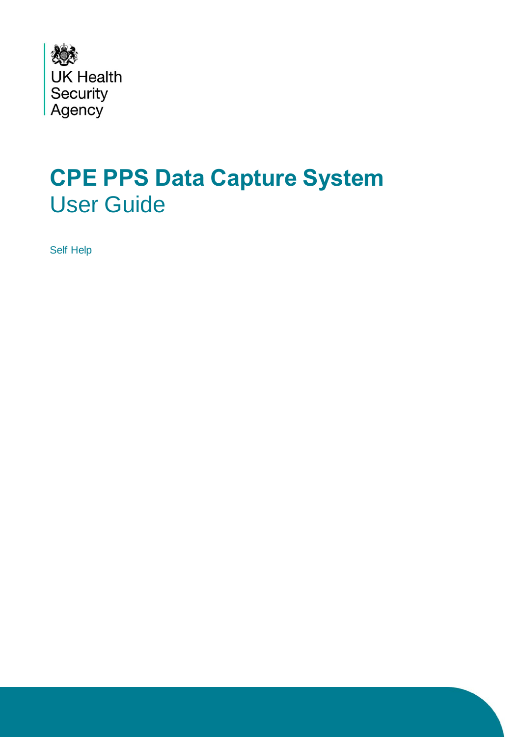UK Health Security Agency

# CPE PPS Data Capture System

## User Guide

Self Help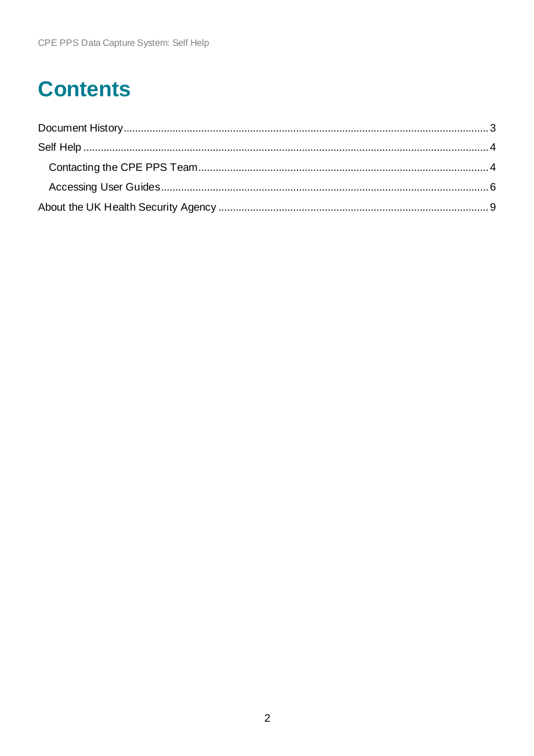# Contents

Document History .......... 3

Self Help .......... 4

- Contacting the CPE PPS Team .......... 4
- Accessing User Guides .......... 6

About the UK Health Security Agency .......... 9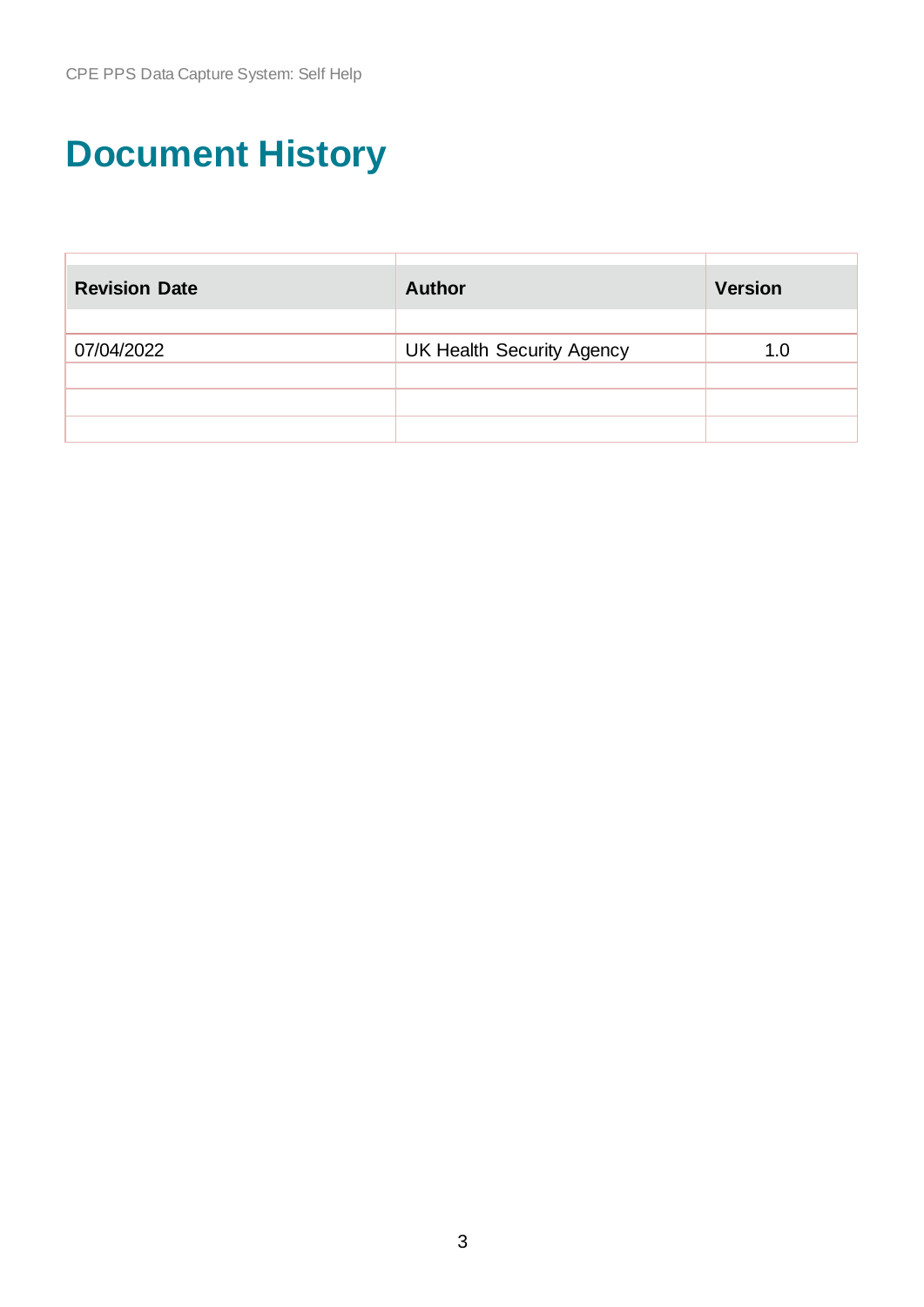# Document History

| Revision Date | Author | Version |
|---|---|---|
| 07/04/2022 | UK Health Security Agency | 1.0 |
| | | |
| | | |
| | | |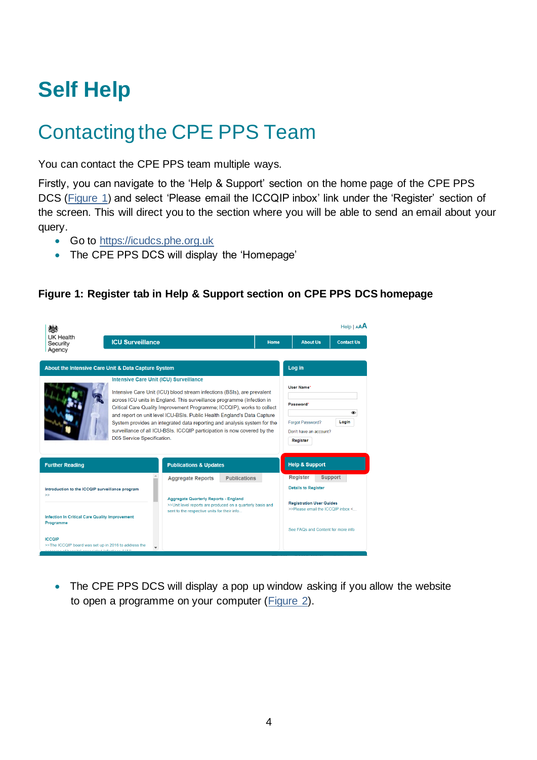# Self Help

## Contacting the CPE PPS Team

You can contact the CPE PPS team multiple ways.

Firstly, you can navigate to the 'Help & Support' section on the home page of the CPE PPS DCS (Figure 1) and select 'Please email the ICCQIP inbox' link under the 'Register' section of the screen. This will direct you to the section where you will be able to send an email about your query.

- Go to https://icudcs.phe.org.uk
- The CPE PPS DCS will display the 'Homepage'

**Figure 1: Register tab in Help & Support section on CPE PPS DCS homepage**

- The CPE PPS DCS will display a pop up window asking if you allow the website to open a programme on your computer (Figure 2).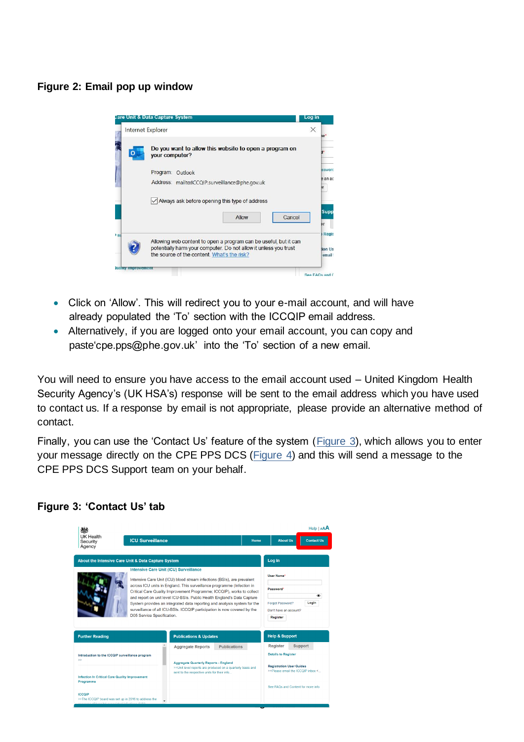**Figure 2: Email pop up window**

- Click on 'Allow'. This will redirect you to your e-mail account, and will have already populated the 'To' section with the ICCQIP email address.
- Alternatively, if you are logged onto your email account, you can copy and paste'cpe.pps@phe.gov.uk' into the 'To' section of a new email.

You will need to ensure you have access to the email account used – United Kingdom Health Security Agency's (UK HSA's) response will be sent to the email address which you have used to contact us. If a response by email is not appropriate, please provide an alternative method of contact.

Finally, you can use the 'Contact Us' feature of the system (Figure 3), which allows you to enter your message directly on the CPE PPS DCS (Figure 4) and this will send a message to the CPE PPS DCS Support team on your behalf.

**Figure 3: 'Contact Us' tab**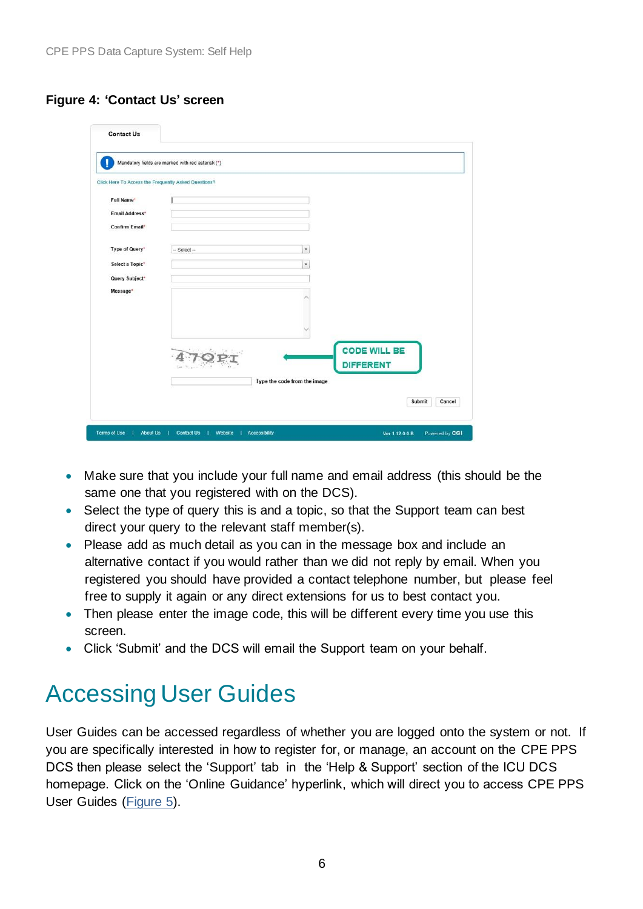**Figure 4: 'Contact Us' screen**

- Make sure that you include your full name and email address (this should be the same one that you registered with on the DCS).
- Select the type of query this is and a topic, so that the Support team can best direct your query to the relevant staff member(s).
- Please add as much detail as you can in the message box and include an alternative contact if you would rather than we did not reply by email. When you registered you should have provided a contact telephone number, but please feel free to supply it again or any direct extensions for us to best contact you.
- Then please enter the image code, this will be different every time you use this screen.
- Click 'Submit' and the DCS will email the Support team on your behalf.

# Accessing User Guides

User Guides can be accessed regardless of whether you are logged onto the system or not. If you are specifically interested in how to register for, or manage, an account on the CPE PPS DCS then please select the 'Support' tab in the 'Help & Support' section of the ICU DCS homepage. Click on the 'Online Guidance' hyperlink, which will direct you to access CPE PPS User Guides (Figure 5).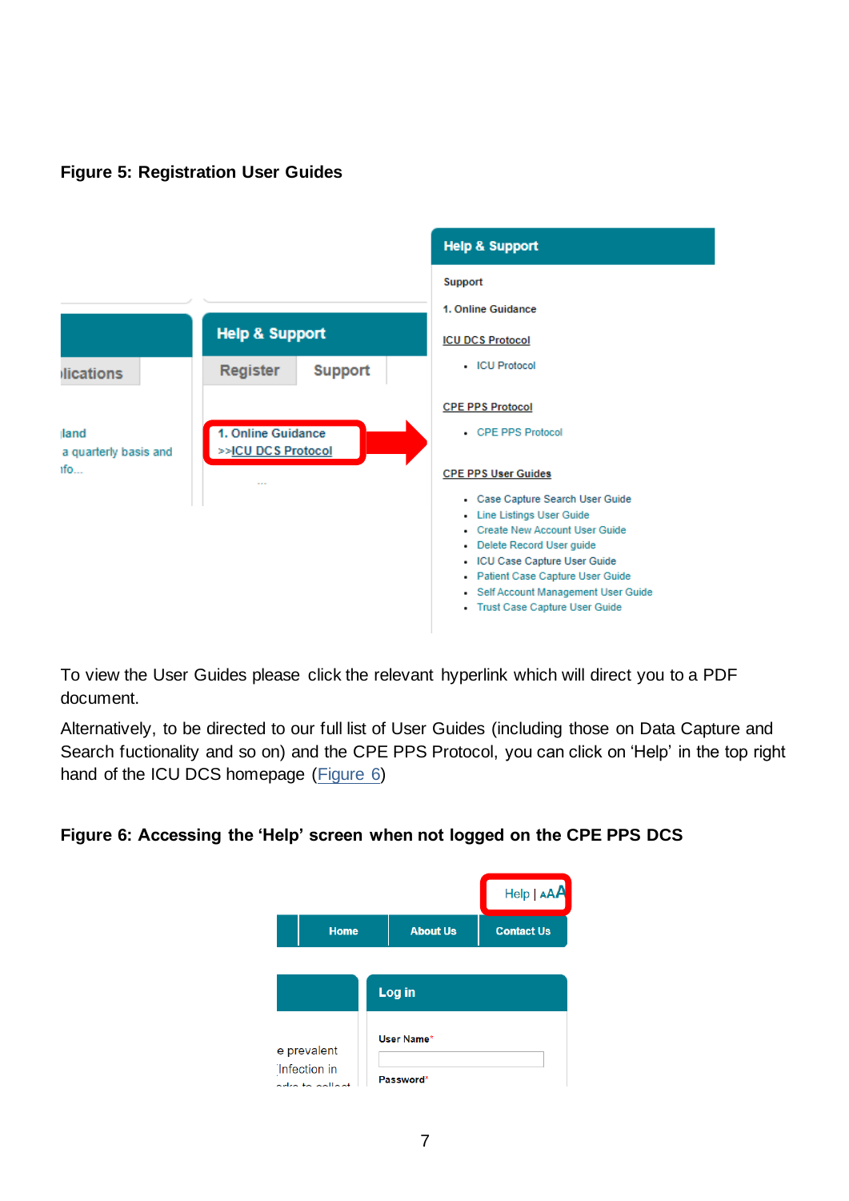**Figure 5: Registration User Guides**

To view the User Guides please click the relevant hyperlink which will direct you to a PDF document.

Alternatively, to be directed to our full list of User Guides (including those on Data Capture and Search fuctionality and so on) and the CPE PPS Protocol, you can click on 'Help' in the top right hand of the ICU DCS homepage (Figure 6)

**Figure 6: Accessing the 'Help' screen when not logged on the CPE PPS DCS**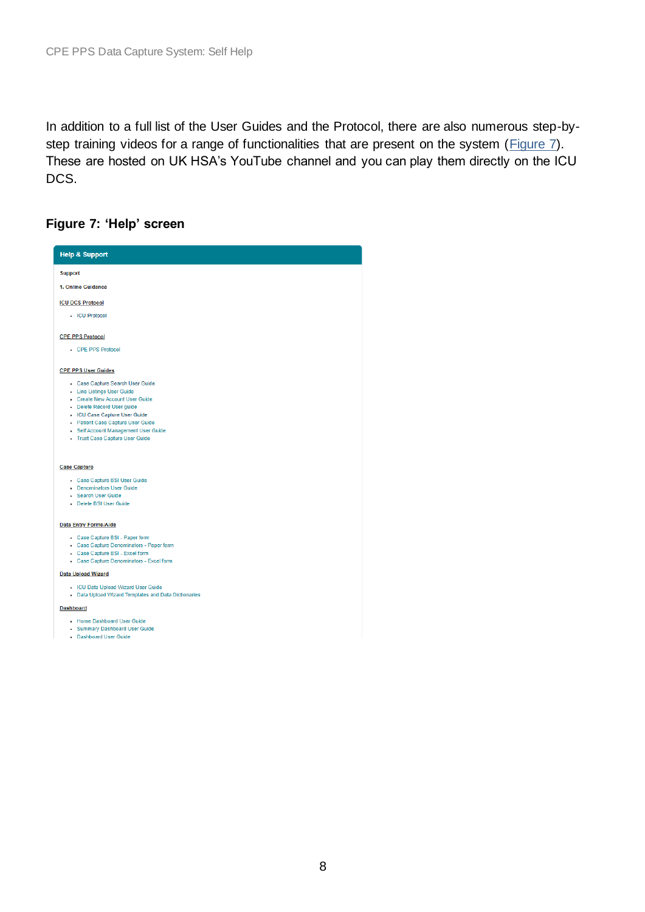In addition to a full list of the User Guides and the Protocol, there are also numerous step-by-step training videos for a range of functionalities that are present on the system (Figure 7). These are hosted on UK HSA's YouTube channel and you can play them directly on the ICU DCS.

**Figure 7: 'Help' screen**

**Help & Support**

Support

1. Online Guidance

ICU DCS Protocol

- ICU Protocol

CPE PPS Protocol

- CPE PPS Protocol

CPE PPS User Guides

- Case Capture Search User Guide
- Line Listings User Guide
- Create New Account User Guide
- Delete Record User guide
- ICU Case Capture User Guide
- Patient Case Capture User Guide
- Self Account Management User Guide
- Trust Case Capture User Guide

Case Capture

- Case Capture BSI User Guide
- Denominators User Guide
- Search User Guide
- Delete BSI User Guide

Data Entry Forms/Aids

- Case Capture BSI - Paper form
- Case Capture Denominators - Paper form
- Case Capture BSI - Excel form
- Case Capture Denominators - Excel form

Data Upload Wizard

- ICU Data Upload Wizard User Guide
- Data Upload Wizard Templates and Data Dictionaries

Dashboard

- Home Dashboard User Guide
- Summary Dashboard User Guide
- Dashboard User Guide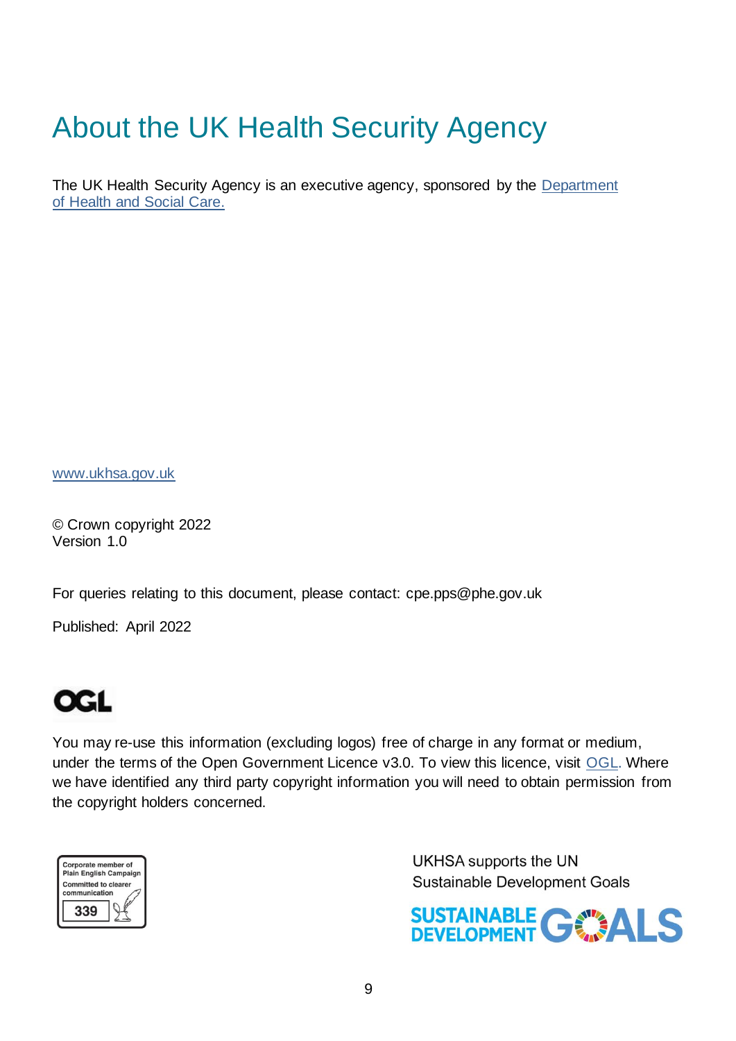# About the UK Health Security Agency

The UK Health Security Agency is an executive agency, sponsored by the [Department of Health and Social Care.](#)

[www.ukhsa.gov.uk](http://www.ukhsa.gov.uk)

© Crown copyright 2022
Version 1.0

For queries relating to this document, please contact: cpe.pps@phe.gov.uk

Published: April 2022

OGL

You may re-use this information (excluding logos) free of charge in any format or medium, under the terms of the Open Government Licence v3.0. To view this licence, visit [OGL](#). Where we have identified any third party copyright information you will need to obtain permission from the copyright holders concerned.

Corporate member of Plain English Campaign
Committed to clearer communication
339

UKHSA supports the UN Sustainable Development Goals

SUSTAINABLE DEVELOPMENT GOALS